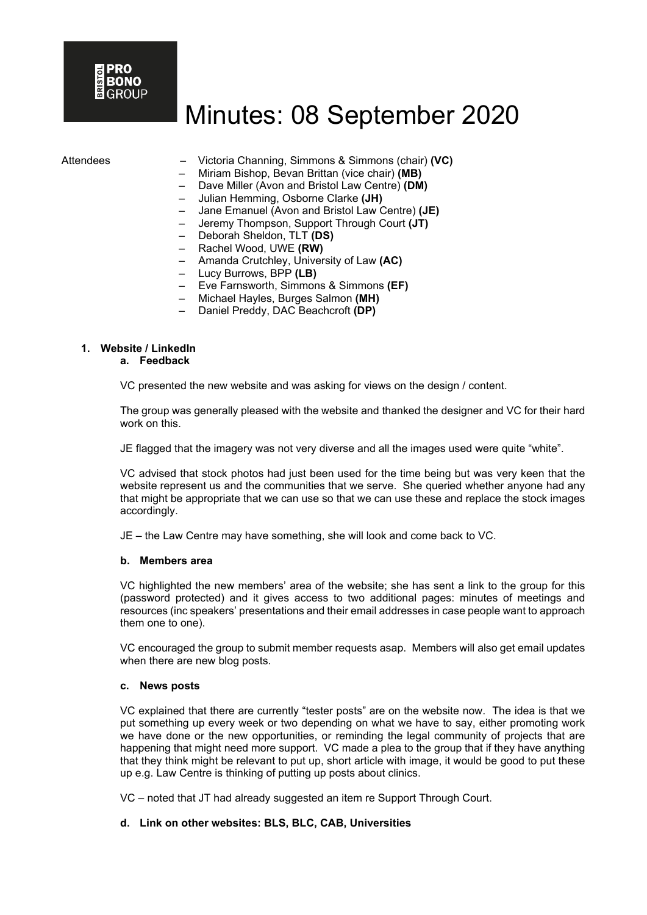BRISTOL PRO BONO GROUP

# Minutes: 08 September 2020

Attendees

- Victoria Channing, Simmons & Simmons (chair) **(VC)**
- Miriam Bishop, Bevan Brittan (vice chair) **(MB)**
- Dave Miller (Avon and Bristol Law Centre) **(DM)**
- Julian Hemming, Osborne Clarke **(JH)**
- Jane Emanuel (Avon and Bristol Law Centre) **(JE)**
- Jeremy Thompson, Support Through Court **(JT)**
- Deborah Sheldon, TLT **(DS)**
- Rachel Wood, UWE **(RW)**
- Amanda Crutchley, University of Law **(AC)**
- Lucy Burrows, BPP **(LB)**
- Eve Farnsworth, Simmons & Simmons **(EF)**
- Michael Hayles, Burges Salmon **(MH)**
- Daniel Preddy, DAC Beachcroft **(DP)**

**1. Website / LinkedIn**

**a. Feedback**

VC presented the new website and was asking for views on the design / content.

The group was generally pleased with the website and thanked the designer and VC for their hard work on this.

JE flagged that the imagery was not very diverse and all the images used were quite "white".

VC advised that stock photos had just been used for the time being but was very keen that the website represent us and the communities that we serve. She queried whether anyone had any that might be appropriate that we can use so that we can use these and replace the stock images accordingly.

JE – the Law Centre may have something, she will look and come back to VC.

**b. Members area**

VC highlighted the new members' area of the website; she has sent a link to the group for this (password protected) and it gives access to two additional pages: minutes of meetings and resources (inc speakers' presentations and their email addresses in case people want to approach them one to one).

VC encouraged the group to submit member requests asap. Members will also get email updates when there are new blog posts.

**c. News posts**

VC explained that there are currently "tester posts" are on the website now. The idea is that we put something up every week or two depending on what we have to say, either promoting work we have done or the new opportunities, or reminding the legal community of projects that are happening that might need more support. VC made a plea to the group that if they have anything that they think might be relevant to put up, short article with image, it would be good to put these up e.g. Law Centre is thinking of putting up posts about clinics.

VC – noted that JT had already suggested an item re Support Through Court.

**d. Link on other websites: BLS, BLC, CAB, Universities**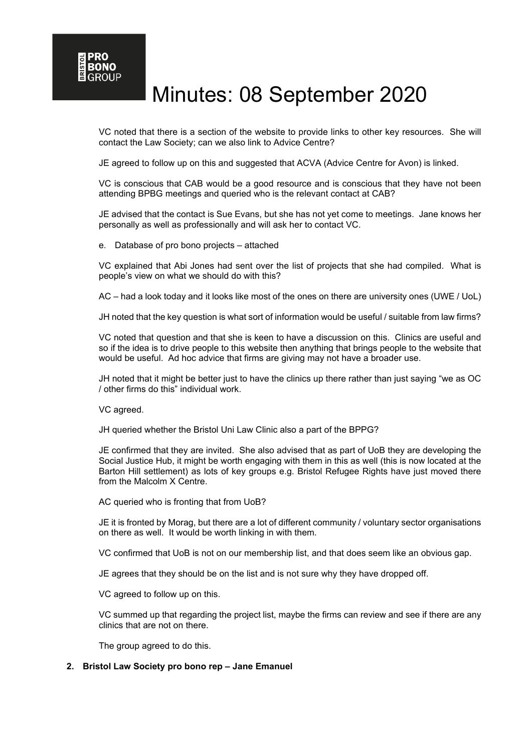# Minutes: 08 September 2020

VC noted that there is a section of the website to provide links to other key resources. She will contact the Law Society; can we also link to Advice Centre?

JE agreed to follow up on this and suggested that ACVA (Advice Centre for Avon) is linked.

VC is conscious that CAB would be a good resource and is conscious that they have not been attending BPBG meetings and queried who is the relevant contact at CAB?

JE advised that the contact is Sue Evans, but she has not yet come to meetings. Jane knows her personally as well as professionally and will ask her to contact VC.

e. Database of pro bono projects – attached

VC explained that Abi Jones had sent over the list of projects that she had compiled. What is people's view on what we should do with this?

AC – had a look today and it looks like most of the ones on there are university ones (UWE / UoL)

JH noted that the key question is what sort of information would be useful / suitable from law firms?

VC noted that question and that she is keen to have a discussion on this. Clinics are useful and so if the idea is to drive people to this website then anything that brings people to the website that would be useful. Ad hoc advice that firms are giving may not have a broader use.

JH noted that it might be better just to have the clinics up there rather than just saying "we as OC / other firms do this" individual work.

VC agreed.

JH queried whether the Bristol Uni Law Clinic also a part of the BPPG?

JE confirmed that they are invited. She also advised that as part of UoB they are developing the Social Justice Hub, it might be worth engaging with them in this as well (this is now located at the Barton Hill settlement) as lots of key groups e.g. Bristol Refugee Rights have just moved there from the Malcolm X Centre.

AC queried who is fronting that from UoB?

JE it is fronted by Morag, but there are a lot of different community / voluntary sector organisations on there as well. It would be worth linking in with them.

VC confirmed that UoB is not on our membership list, and that does seem like an obvious gap.

JE agrees that they should be on the list and is not sure why they have dropped off.

VC agreed to follow up on this.

VC summed up that regarding the project list, maybe the firms can review and see if there are any clinics that are not on there.

The group agreed to do this.

**2. Bristol Law Society pro bono rep – Jane Emanuel**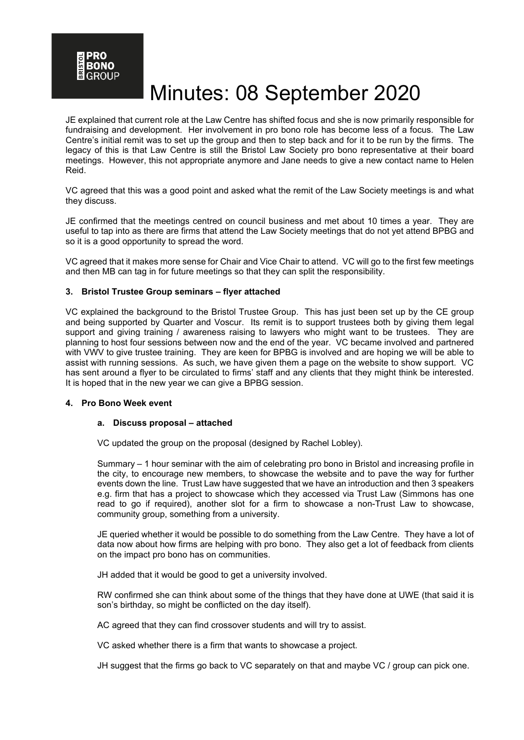# Minutes: 08 September 2020

JE explained that current role at the Law Centre has shifted focus and she is now primarily responsible for fundraising and development. Her involvement in pro bono role has become less of a focus. The Law Centre's initial remit was to set up the group and then to step back and for it to be run by the firms. The legacy of this is that Law Centre is still the Bristol Law Society pro bono representative at their board meetings. However, this not appropriate anymore and Jane needs to give a new contact name to Helen Reid.

VC agreed that this was a good point and asked what the remit of the Law Society meetings is and what they discuss.

JE confirmed that the meetings centred on council business and met about 10 times a year. They are useful to tap into as there are firms that attend the Law Society meetings that do not yet attend BPBG and so it is a good opportunity to spread the word.

VC agreed that it makes more sense for Chair and Vice Chair to attend. VC will go to the first few meetings and then MB can tag in for future meetings so that they can split the responsibility.

### 3. Bristol Trustee Group seminars – flyer attached

VC explained the background to the Bristol Trustee Group. This has just been set up by the CE group and being supported by Quarter and Voscur. Its remit is to support trustees both by giving them legal support and giving training / awareness raising to lawyers who might want to be trustees. They are planning to host four sessions between now and the end of the year. VC became involved and partnered with VWV to give trustee training. They are keen for BPBG is involved and are hoping we will be able to assist with running sessions. As such, we have given them a page on the website to show support. VC has sent around a flyer to be circulated to firms' staff and any clients that they might think be interested. It is hoped that in the new year we can give a BPBG session.

### 4. Pro Bono Week event

#### a. Discuss proposal – attached

VC updated the group on the proposal (designed by Rachel Lobley).

Summary – 1 hour seminar with the aim of celebrating pro bono in Bristol and increasing profile in the city, to encourage new members, to showcase the website and to pave the way for further events down the line. Trust Law have suggested that we have an introduction and then 3 speakers e.g. firm that has a project to showcase which they accessed via Trust Law (Simmons has one read to go if required), another slot for a firm to showcase a non-Trust Law to showcase, community group, something from a university.

JE queried whether it would be possible to do something from the Law Centre. They have a lot of data now about how firms are helping with pro bono. They also get a lot of feedback from clients on the impact pro bono has on communities.

JH added that it would be good to get a university involved.

RW confirmed she can think about some of the things that they have done at UWE (that said it is son's birthday, so might be conflicted on the day itself).

AC agreed that they can find crossover students and will try to assist.

VC asked whether there is a firm that wants to showcase a project.

JH suggest that the firms go back to VC separately on that and maybe VC / group can pick one.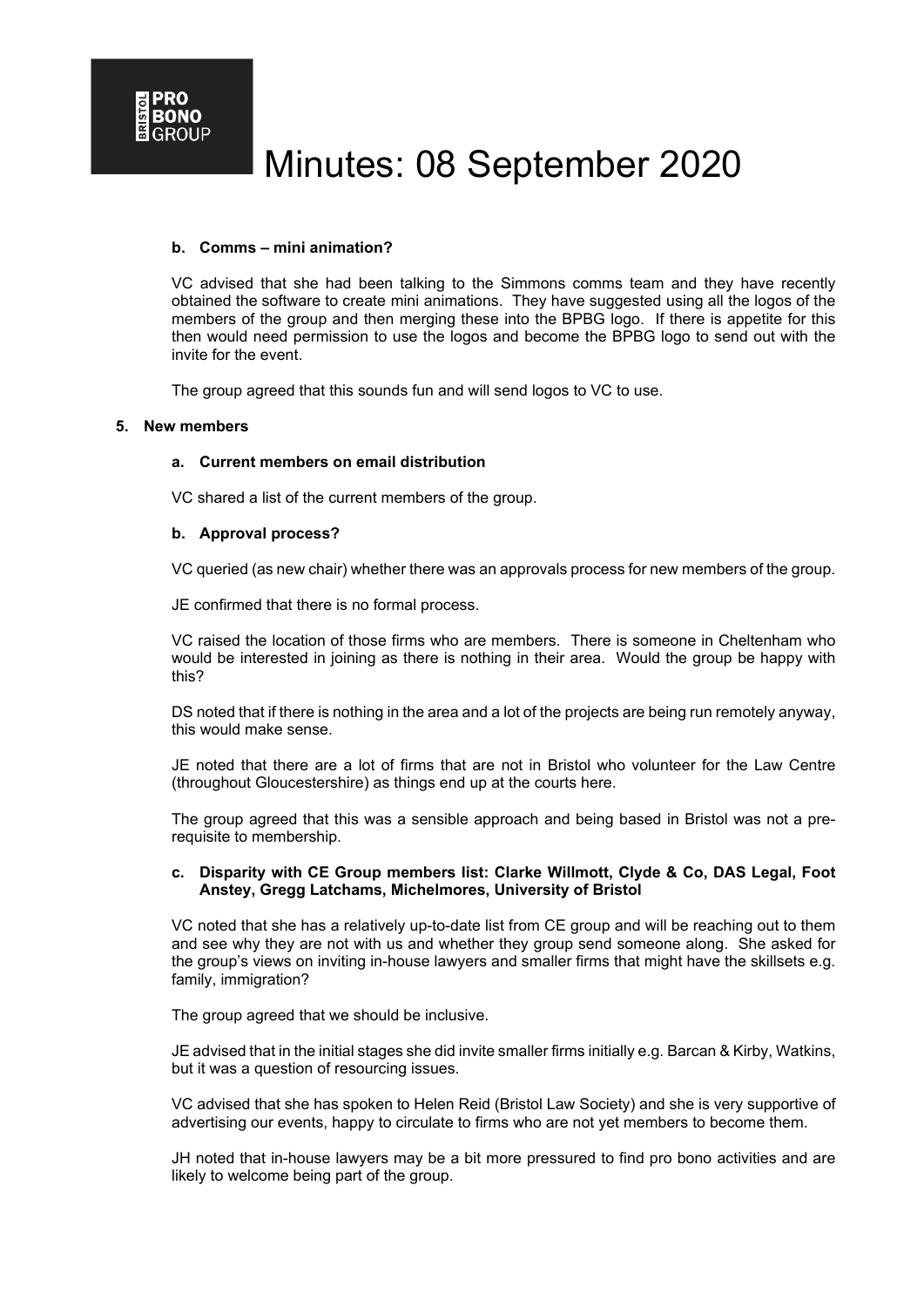**b. Comms – mini animation?**

VC advised that she had been talking to the Simmons comms team and they have recently obtained the software to create mini animations. They have suggested using all the logos of the members of the group and then merging these into the BPBG logo. If there is appetite for this then would need permission to use the logos and become the BPBG logo to send out with the invite for the event.

The group agreed that this sounds fun and will send logos to VC to use.

## 5. New members

**a. Current members on email distribution**

VC shared a list of the current members of the group.

**b. Approval process?**

VC queried (as new chair) whether there was an approvals process for new members of the group.

JE confirmed that there is no formal process.

VC raised the location of those firms who are members. There is someone in Cheltenham who would be interested in joining as there is nothing in their area. Would the group be happy with this?

DS noted that if there is nothing in the area and a lot of the projects are being run remotely anyway, this would make sense.

JE noted that there are a lot of firms that are not in Bristol who volunteer for the Law Centre (throughout Gloucestershire) as things end up at the courts here.

The group agreed that this was a sensible approach and being based in Bristol was not a pre-requisite to membership.

**c. Disparity with CE Group members list: Clarke Willmott, Clyde & Co, DAS Legal, Foot Anstey, Gregg Latchams, Michelmores, University of Bristol**

VC noted that she has a relatively up-to-date list from CE group and will be reaching out to them and see why they are not with us and whether they group send someone along. She asked for the group's views on inviting in-house lawyers and smaller firms that might have the skillsets e.g. family, immigration?

The group agreed that we should be inclusive.

JE advised that in the initial stages she did invite smaller firms initially e.g. Barcan & Kirby, Watkins, but it was a question of resourcing issues.

VC advised that she has spoken to Helen Reid (Bristol Law Society) and she is very supportive of advertising our events, happy to circulate to firms who are not yet members to become them.

JH noted that in-house lawyers may be a bit more pressured to find pro bono activities and are likely to welcome being part of the group.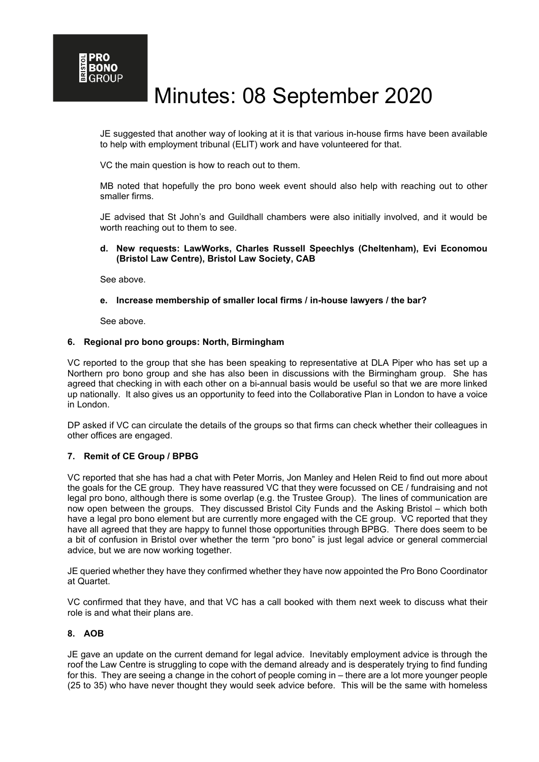JE suggested that another way of looking at it is that various in-house firms have been available to help with employment tribunal (ELIT) work and have volunteered for that.

VC the main question is how to reach out to them.

MB noted that hopefully the pro bono week event should also help with reaching out to other smaller firms.

JE advised that St John's and Guildhall chambers were also initially involved, and it would be worth reaching out to them to see.

**d. New requests: LawWorks, Charles Russell Speechlys (Cheltenham), Evi Economou (Bristol Law Centre), Bristol Law Society, CAB**

See above.

**e. Increase membership of smaller local firms / in-house lawyers / the bar?**

See above.

**6. Regional pro bono groups: North, Birmingham**

VC reported to the group that she has been speaking to representative at DLA Piper who has set up a Northern pro bono group and she has also been in discussions with the Birmingham group. She has agreed that checking in with each other on a bi-annual basis would be useful so that we are more linked up nationally. It also gives us an opportunity to feed into the Collaborative Plan in London to have a voice in London.

DP asked if VC can circulate the details of the groups so that firms can check whether their colleagues in other offices are engaged.

**7. Remit of CE Group / BPBG**

VC reported that she has had a chat with Peter Morris, Jon Manley and Helen Reid to find out more about the goals for the CE group. They have reassured VC that they were focussed on CE / fundraising and not legal pro bono, although there is some overlap (e.g. the Trustee Group). The lines of communication are now open between the groups. They discussed Bristol City Funds and the Asking Bristol – which both have a legal pro bono element but are currently more engaged with the CE group. VC reported that they have all agreed that they are happy to funnel those opportunities through BPBG. There does seem to be a bit of confusion in Bristol over whether the term "pro bono" is just legal advice or general commercial advice, but we are now working together.

JE queried whether they have they confirmed whether they have now appointed the Pro Bono Coordinator at Quartet.

VC confirmed that they have, and that VC has a call booked with them next week to discuss what their role is and what their plans are.

**8. AOB**

JE gave an update on the current demand for legal advice. Inevitably employment advice is through the roof the Law Centre is struggling to cope with the demand already and is desperately trying to find funding for this. They are seeing a change in the cohort of people coming in – there are a lot more younger people (25 to 35) who have never thought they would seek advice before. This will be the same with homeless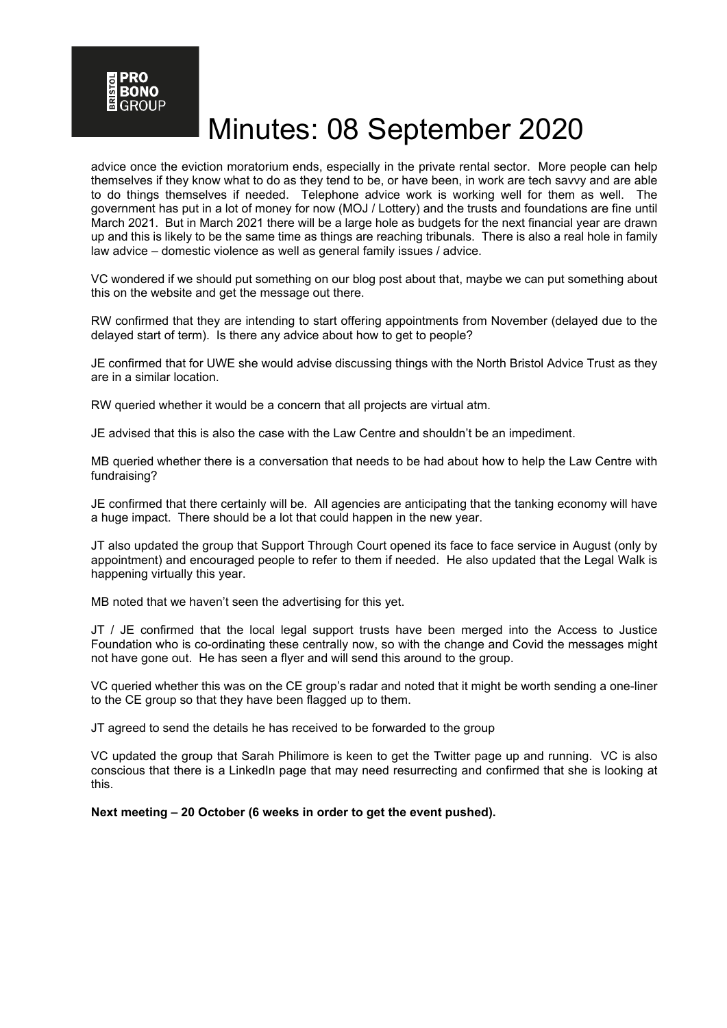advice once the eviction moratorium ends, especially in the private rental sector. More people can help themselves if they know what to do as they tend to be, or have been, in work are tech savvy and are able to do things themselves if needed. Telephone advice work is working well for them as well. The government has put in a lot of money for now (MOJ / Lottery) and the trusts and foundations are fine until March 2021. But in March 2021 there will be a large hole as budgets for the next financial year are drawn up and this is likely to be the same time as things are reaching tribunals. There is also a real hole in family law advice – domestic violence as well as general family issues / advice.

VC wondered if we should put something on our blog post about that, maybe we can put something about this on the website and get the message out there.

RW confirmed that they are intending to start offering appointments from November (delayed due to the delayed start of term). Is there any advice about how to get to people?

JE confirmed that for UWE she would advise discussing things with the North Bristol Advice Trust as they are in a similar location.

RW queried whether it would be a concern that all projects are virtual atm.

JE advised that this is also the case with the Law Centre and shouldn't be an impediment.

MB queried whether there is a conversation that needs to be had about how to help the Law Centre with fundraising?

JE confirmed that there certainly will be. All agencies are anticipating that the tanking economy will have a huge impact. There should be a lot that could happen in the new year.

JT also updated the group that Support Through Court opened its face to face service in August (only by appointment) and encouraged people to refer to them if needed. He also updated that the Legal Walk is happening virtually this year.

MB noted that we haven't seen the advertising for this yet.

JT / JE confirmed that the local legal support trusts have been merged into the Access to Justice Foundation who is co-ordinating these centrally now, so with the change and Covid the messages might not have gone out. He has seen a flyer and will send this around to the group.

VC queried whether this was on the CE group's radar and noted that it might be worth sending a one-liner to the CE group so that they have been flagged up to them.

JT agreed to send the details he has received to be forwarded to the group

VC updated the group that Sarah Philimore is keen to get the Twitter page up and running. VC is also conscious that there is a LinkedIn page that may need resurrecting and confirmed that she is looking at this.

**Next meeting – 20 October (6 weeks in order to get the event pushed).**